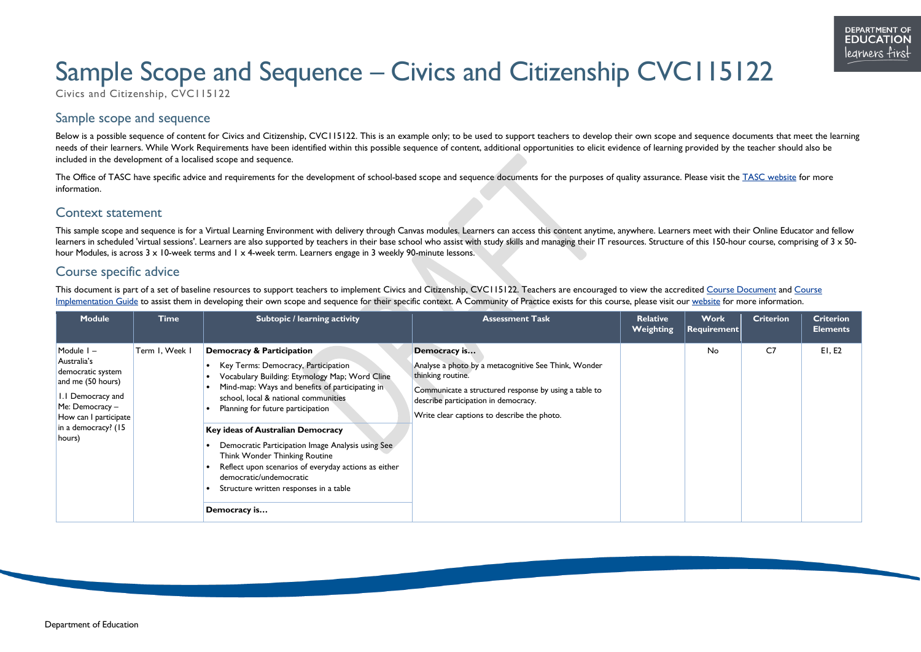# Sample Scope and Sequence – Civics and Citizenship CVC115122

Civics and Citizenship, CVC115122

## Sample scope and sequence

Below is a possible sequence of content for Civics and Citizenship, CVC115122. This is an example only; to be used to support teachers to develop their own scope and sequence documents that meet the learning needs of their learners. While Work Requirements have been identified within this possible sequence of content, additional opportunities to elicit evidence of learning provided by the teacher should also be included in the development of a localised scope and sequence.

The Office of TASC have specific advice and requirements for the development of school-based scope and sequence documents for the purposes of quality assurance. Please visit the TASC website for more information.

## Context statement

This sample scope and sequence is for a Virtual Learning Environment with delivery through Canvas modules. Learners can access this content anytime, anywhere. Learners meet with their Online Educator and fellow learners in scheduled 'virtual sessions'. Learners are also supported by teachers in their base school who assist with study skills and managing their IT resources. Structure of this 150-hour course, comprising of 3 x 50-hour Modules, is across 3 x 10-week terms and 1 x 4-week term. Learners engage in 3 weekly 90-minute lessons.

## Course specific advice

This document is part of a set of baseline resources to support teachers to implement Civics and Citizenship, CVC115122. Teachers are encouraged to view the accredited Course Document and Course Implementation Guide to assist them in developing their own scope and sequence for their specific context. A Community of Practice exists for this course, please visit our website for more information.

| Module | Time | Subtopic / learning activity | Assessment Task | Relative Weighting | Work Requirement | Criterion | Criterion Elements |
|---|---|---|---|---|---|---|---|
| Module 1 – Australia's democratic system and me (50 hours)<br><br>1.1 Democracy and Me: Democracy – How can I participate in a democracy? (15 hours) | Term 1, Week 1 | **Democracy & Participation**<br>• Key Terms: Democracy, Participation<br>• Vocabulary Building: Etymology Map; Word Cline<br>• Mind-map: Ways and benefits of participating in school, local & national communities<br>• Planning for future participation<br><br>**Key ideas of Australian Democracy**<br>• Democratic Participation Image Analysis using See Think Wonder Thinking Routine<br>• Reflect upon scenarios of everyday actions as either democratic/undemocratic<br>• Structure written responses in a table<br><br>**Democracy is…** | **Democracy is…**<br>Analyse a photo by a metacognitive See Think, Wonder thinking routine.<br><br>Communicate a structured response by using a table to describe participation in democracy.<br><br>Write clear captions to describe the photo. | | No | C7 | E1, E2 |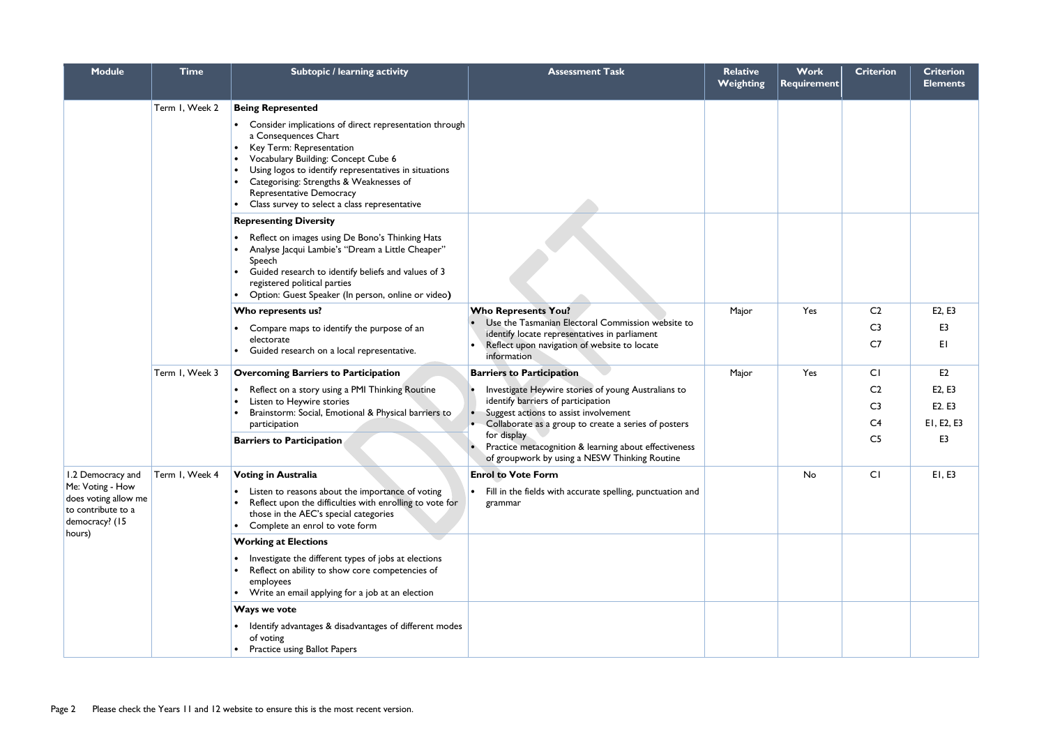| Module | Time | Subtopic / learning activity | Assessment Task | Relative Weighting | Work Requirement | Criterion | Criterion Elements |
|---|---|---|---|---|---|---|---|
| | Term 1, Week 2 | **Being Represented**<br>• Consider implications of direct representation through a Consequences Chart<br>• Key Term: Representation<br>• Vocabulary Building: Concept Cube 6<br>• Using logos to identify representatives in situations<br>• Categorising: Strengths & Weaknesses of Representative Democracy<br>• Class survey to select a class representative | | | | | |
| | | **Representing Diversity**<br>• Reflect on images using De Bono's Thinking Hats<br>• Analyse Jacqui Lambie's "Dream a Little Cheaper" Speech<br>• Guided research to identify beliefs and values of 3 registered political parties<br>• Option: Guest Speaker (In person, online or video) | | | | | |
| | | **Who represents us?**<br>• Compare maps to identify the purpose of an electorate<br>• Guided research on a local representative. | **Who Represents You?**<br>• Use the Tasmanian Electoral Commission website to identify locate representatives in parliament<br>• Reflect upon navigation of website to locate information | Major | Yes | C2<br>C3<br>C7 | E2, E3<br>E3<br>E1 |
| | Term 1, Week 3 | **Overcoming Barriers to Participation**<br>• Reflect on a story using a PMI Thinking Routine<br>• Listen to Heywire stories<br>• Brainstorm: Social, Emotional & Physical barriers to participation<br>**Barriers to Participation** | **Barriers to Participation**<br>• Investigate Heywire stories of young Australians to identify barriers of participation<br>• Suggest actions to assist involvement<br>• Collaborate as a group to create a series of posters for display<br>• Practice metacognition & learning about effectiveness of groupwork by using a NESW Thinking Routine | Major | Yes | C1<br>C2<br>C3<br>C4<br>C5 | E2<br>E2, E3<br>E2. E3<br>E1, E2, E3<br>E3 |
| 1.2 Democracy and Me: Voting - How does voting allow me to contribute to a democracy? (15 hours) | Term 1, Week 4 | **Voting in Australia**<br>• Listen to reasons about the importance of voting<br>• Reflect upon the difficulties with enrolling to vote for those in the AEC's special categories<br>• Complete an enrol to vote form | **Enrol to Vote Form**<br>• Fill in the fields with accurate spelling, punctuation and grammar | | No | C1 | E1, E3 |
| | | **Working at Elections**<br>• Investigate the different types of jobs at elections<br>• Reflect on ability to show core competencies of employees<br>• Write an email applying for a job at an election | | | | | |
| | | **Ways we vote**<br>• Identify advantages & disadvantages of different modes of voting<br>• Practice using Ballot Papers | | | | | |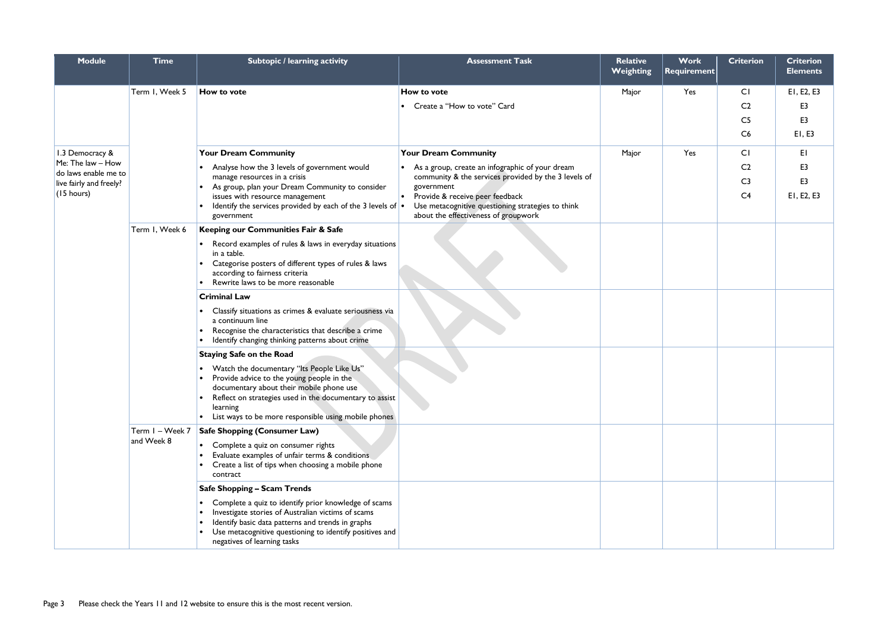| Module | Time | Subtopic / learning activity | Assessment Task | Relative Weighting | Work Requirement | Criterion | Criterion Elements |
|---|---|---|---|---|---|---|---|
| | Term 1, Week 5 | **How to vote** | **How to vote**<br>• Create a "How to vote" Card | Major | Yes | C1<br>C2<br>C5<br>C6 | E1, E2, E3<br>E3<br>E3<br>E1, E3 |
| 1.3 Democracy & Me: The law – How do laws enable me to live fairly and freely? (15 hours) | | **Your Dream Community**<br>• Analyse how the 3 levels of government would manage resources in a crisis<br>• As group, plan your Dream Community to consider issues with resource management<br>• Identify the services provided by each of the 3 levels of government | **Your Dream Community**<br>• As a group, create an infographic of your dream community & the services provided by the 3 levels of government<br>• Provide & receive peer feedback<br>• Use metacognitive questioning strategies to think about the effectiveness of groupwork | Major | Yes | C1<br>C2<br>C3<br>C4 | E1<br>E3<br>E3<br>E1, E2, E3 |
| | Term 1, Week 6 | **Keeping our Communities Fair & Safe**<br>• Record examples of rules & laws in everyday situations in a table.<br>• Categorise posters of different types of rules & laws according to fairness criteria<br>• Rewrite laws to be more reasonable | | | | | |
| | | **Criminal Law**<br>• Classify situations as crimes & evaluate seriousness via a continuum line<br>• Recognise the characteristics that describe a crime<br>• Identify changing thinking patterns about crime | | | | | |
| | | **Staying Safe on the Road**<br>• Watch the documentary "Its People Like Us"<br>• Provide advice to the young people in the documentary about their mobile phone use<br>• Reflect on strategies used in the documentary to assist learning<br>• List ways to be more responsible using mobile phones | | | | | |
| | Term 1 – Week 7 and Week 8 | **Safe Shopping (Consumer Law)**<br>• Complete a quiz on consumer rights<br>• Evaluate examples of unfair terms & conditions<br>• Create a list of tips when choosing a mobile phone contract | | | | | |
| | | **Safe Shopping – Scam Trends**<br>• Complete a quiz to identify prior knowledge of scams<br>• Investigate stories of Australian victims of scams<br>• Identify basic data patterns and trends in graphs<br>• Use metacognitive questioning to identify positives and negatives of learning tasks | | | | | |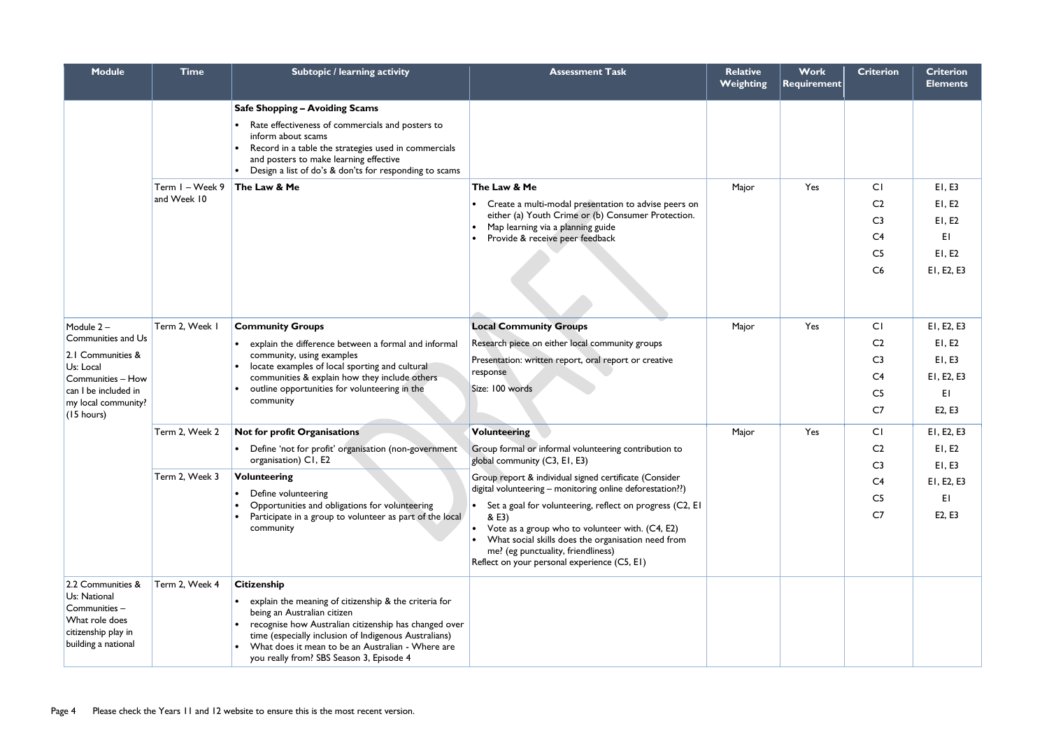| Module | Time | Subtopic / learning activity | Assessment Task | Relative Weighting | Work Requirement | Criterion | Criterion Elements |
|---|---|---|---|---|---|---|---|
| | | **Safe Shopping – Avoiding Scams**<br>• Rate effectiveness of commercials and posters to inform about scams<br>• Record in a table the strategies used in commercials and posters to make learning effective<br>• Design a list of do's & don'ts for responding to scams | | | | | |
| | Term 1 – Week 9 and Week 10 | **The Law & Me** | **The Law & Me**<br>• Create a multi-modal presentation to advise peers on either (a) Youth Crime or (b) Consumer Protection.<br>• Map learning via a planning guide<br>• Provide & receive peer feedback | Major | Yes | C1<br>C2<br>C3<br>C4<br>C5<br>C6 | E1, E3<br>E1, E2<br>E1, E2<br>E1<br>E1, E2<br>E1, E2, E3 |
| Module 2 – Communities and Us<br><br>2.1 Communities & Us: Local Communities – How can I be included in my local community? (15 hours) | Term 2, Week 1 | **Community Groups**<br>• explain the difference between a formal and informal community, using examples<br>• locate examples of local sporting and cultural communities & explain how they include others<br>• outline opportunities for volunteering in the community | **Local Community Groups**<br>Research piece on either local community groups<br>Presentation: written report, oral report or creative response<br>Size: 100 words | Major | Yes | C1<br>C2<br>C3<br>C4<br>C5<br>C7 | E1, E2, E3<br>E1, E2<br>E1, E3<br>E1, E2, E3<br>E1<br>E2, E3 |
| | Term 2, Week 2 | **Not for profit Organisations**<br>• Define 'not for profit' organisation (non-government organisation) C1, E2 | **Volunteering**<br>Group formal or informal volunteering contribution to global community (C3, E1, E3)<br>Group report & individual signed certificate (Consider digital volunteering – monitoring online deforestation??)<br>• Set a goal for volunteering, reflect on progress (C2, E1 & E3)<br>• Vote as a group who to volunteer with. (C4, E2)<br>• What social skills does the organisation need from me? (eg punctuality, friendliness)<br>Reflect on your personal experience (C5, E1) | Major | Yes | C1<br>C2<br>C3<br>C4<br>C5<br>C7 | E1, E2, E3<br>E1, E2<br>E1, E3<br>E1, E2, E3<br>E1<br>E2, E3 |
| | Term 2, Week 3 | **Volunteering**<br>• Define volunteering<br>• Opportunities and obligations for volunteering<br>• Participate in a group to volunteer as part of the local community | | | | | |
| 2.2 Communities & Us: National Communities – What role does citizenship play in building a national | Term 2, Week 4 | **Citizenship**<br>• explain the meaning of citizenship & the criteria for being an Australian citizen<br>• recognise how Australian citizenship has changed over time (especially inclusion of Indigenous Australians)<br>• What does it mean to be an Australian - Where are you really from? SBS Season 3, Episode 4 | | | | | |

Please check the Years 11 and 12 website to ensure this is the most recent version.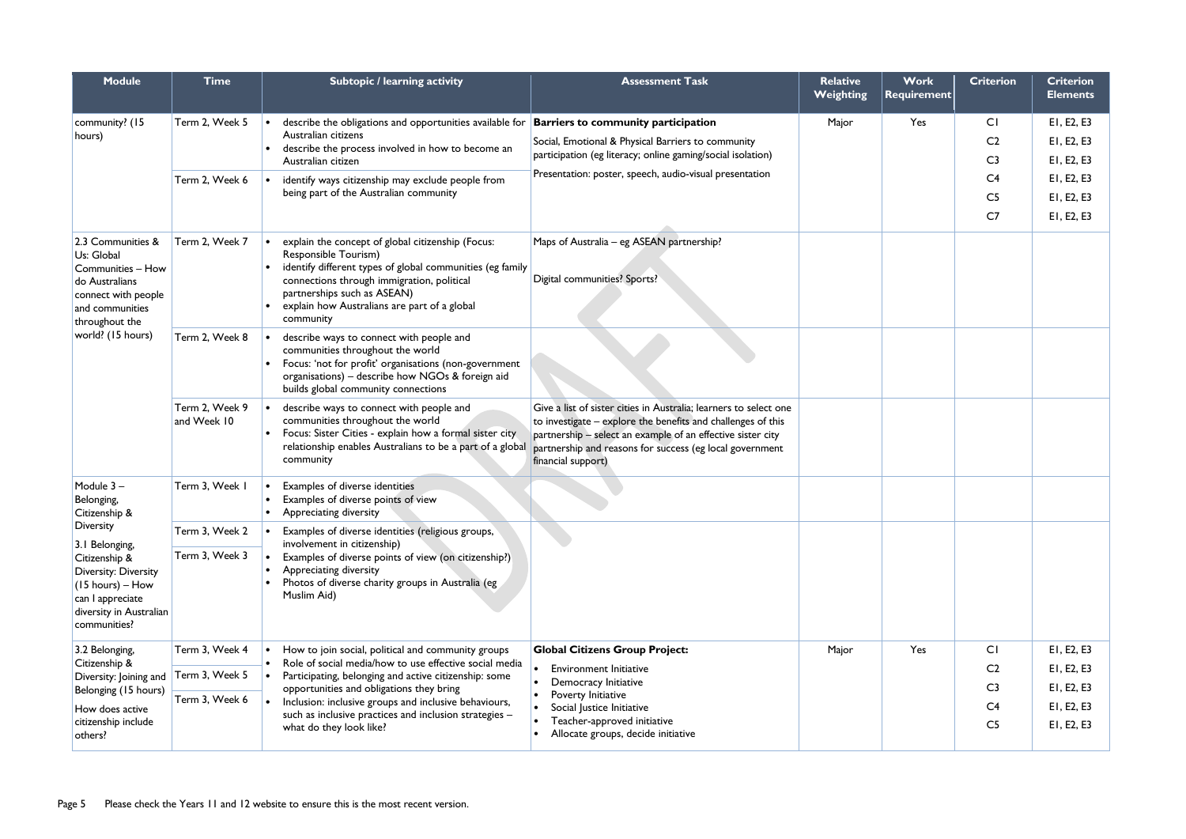| Module | Time | Subtopic / learning activity | Assessment Task | Relative Weighting | Work Requirement | Criterion | Criterion Elements |
|---|---|---|---|---|---|---|---|
| community? (15 hours) | Term 2, Week 5 | • describe the obligations and opportunities available for Australian citizens<br>• describe the process involved in how to become an Australian citizen | **Barriers to community participation**<br>Social, Emotional & Physical Barriers to community participation (eg literacy; online gaming/social isolation)<br>Presentation: poster, speech, audio-visual presentation | Major | Yes | C1<br>C2<br>C3<br>C4<br>C5<br>C7 | E1, E2, E3<br>E1, E2, E3<br>E1, E2, E3<br>E1, E2, E3<br>E1, E2, E3<br>E1, E2, E3 |
| | Term 2, Week 6 | • identify ways citizenship may exclude people from being part of the Australian community | | | | | |
| 2.3 Communities & Us: Global Communities – How do Australians connect with people and communities throughout the world? (15 hours) | Term 2, Week 7 | • explain the concept of global citizenship (Focus: Responsible Tourism)<br>• identify different types of global communities (eg family connections through immigration, political partnerships such as ASEAN)<br>• explain how Australians are part of a global community | Maps of Australia – eg ASEAN partnership?<br><br>Digital communities? Sports? | | | | |
| | Term 2, Week 8 | • describe ways to connect with people and communities throughout the world<br>• Focus: 'not for profit' organisations (non-government organisations) – describe how NGOs & foreign aid builds global community connections | | | | | |
| | Term 2, Week 9 and Week 10 | • describe ways to connect with people and communities throughout the world<br>• Focus: Sister Cities - explain how a formal sister city relationship enables Australians to be a part of a global community | Give a list of sister cities in Australia; learners to select one to investigate – explore the benefits and challenges of this partnership – select an example of an effective sister city partnership and reasons for success (eg local government financial support) | | | | |
| Module 3 – Belonging, Citizenship & Diversity | Term 3, Week 1 | • Examples of diverse identities<br>• Examples of diverse points of view<br>• Appreciating diversity | | | | | |
| 3.1 Belonging, Citizenship & Diversity: Diversity (15 hours) – How can I appreciate diversity in Australian communities? | Term 3, Week 2<br>Term 3, Week 3 | • Examples of diverse identities (religious groups, involvement in citizenship)<br>• Examples of diverse points of view (on citizenship?)<br>• Appreciating diversity<br>• Photos of diverse charity groups in Australia (eg Muslim Aid) | | | | | |
| 3.2 Belonging, Citizenship & Diversity: Joining and Belonging (15 hours)<br>How does active citizenship include others? | Term 3, Week 4<br>Term 3, Week 5<br>Term 3, Week 6 | • How to join social, political and community groups<br>• Role of social media/how to use effective social media<br>• Participating, belonging and active citizenship: some opportunities and obligations they bring<br>• Inclusion: inclusive groups and inclusive behaviours, such as inclusive practices and inclusion strategies – what do they look like? | **Global Citizens Group Project:**<br>• Environment Initiative<br>• Democracy Initiative<br>• Poverty Initiative<br>• Social Justice Initiative<br>• Teacher-approved initiative<br>• Allocate groups, decide initiative | Major | Yes | C1<br>C2<br>C3<br>C4<br>C5 | E1, E2, E3<br>E1, E2, E3<br>E1, E2, E3<br>E1, E2, E3<br>E1, E2, E3 |

Please check the Years 11 and 12 website to ensure this is the most recent version.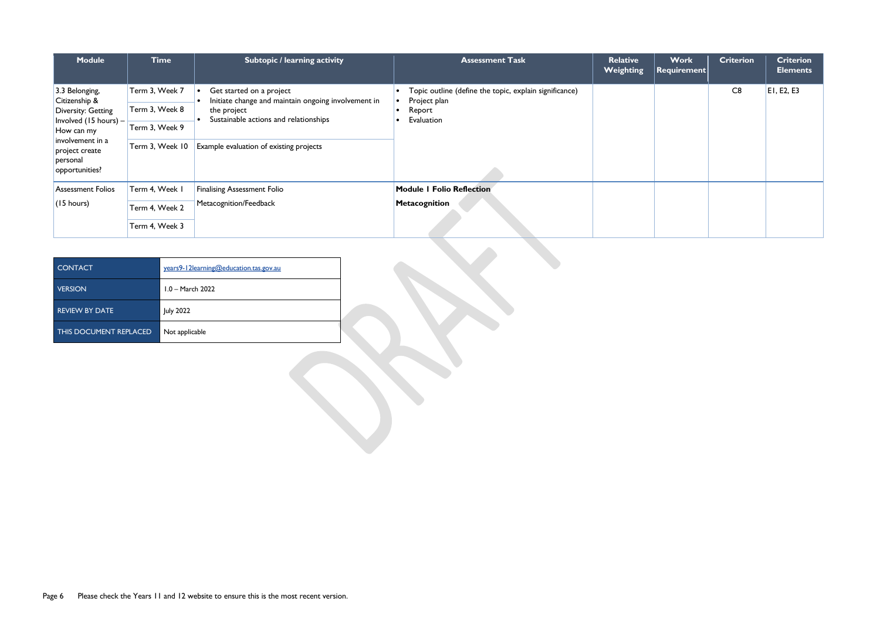| Module | Time | Subtopic / learning activity | Assessment Task | Relative Weighting | Work Requirement | Criterion | Criterion Elements |
|---|---|---|---|---|---|---|---|
| 3.3 Belonging, Citizenship & Diversity: Getting Involved (15 hours) – How can my involvement in a project create personal opportunities? | Term 3, Week 7<br>Term 3, Week 8<br>Term 3, Week 9 | • Get started on a project<br>• Initiate change and maintain ongoing involvement in the project<br>• Sustainable actions and relationships | • Topic outline (define the topic, explain significance)<br>• Project plan<br>• Report<br>• Evaluation | | | C8 | E1, E2, E3 |
| | Term 3, Week 10 | Example evaluation of existing projects | | | | | |
| Assessment Folios<br>(15 hours) | Term 4, Week 1<br>Term 4, Week 2<br>Term 4, Week 3 | Finalising Assessment Folio<br>Metacognition/Feedback | **Module 1 Folio Reflection**<br>**Metacognition** | | | | |

| | |
|---|---|
| CONTACT | years9-12learning@education.tas.gov.au |
| VERSION | 1.0 – March 2022 |
| REVIEW BY DATE | July 2022 |
| THIS DOCUMENT REPLACED | Not applicable |